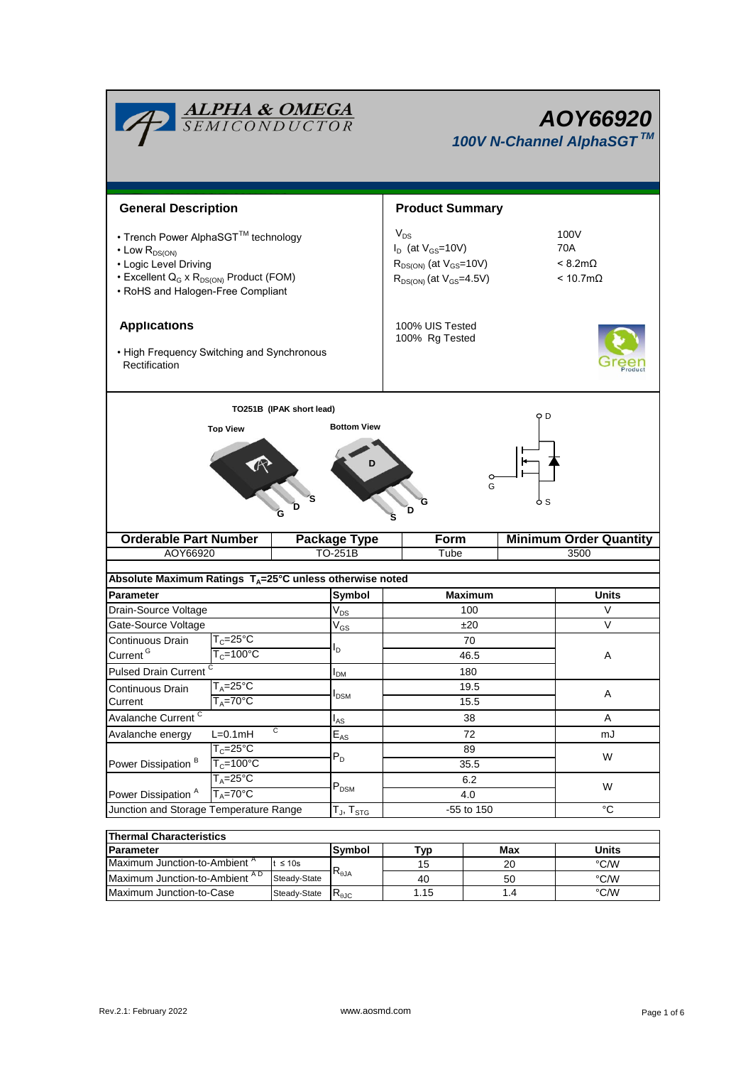# AOY66920

## 100V N-Channel AlphaSGT™

## General Description

- Trench Power AlphaSGT™ technology
- Low $R_{DS(ON)}$
- Logic Level Driving
- Excellent $Q_G$ x $R_{DS(ON)}$ Product (FOM)
- RoHS and Halogen-Free Compliant

## Product Summary

| | |
|---|---|
| $V_{DS}$ | 100V |
| $I_D$ (at $V_{GS}$=10V) | 70A |
| $R_{DS(ON)}$ (at $V_{GS}$=10V) | < 8.2mΩ |
| $R_{DS(ON)}$ (at $V_{GS}$=4.5V) | < 10.7mΩ |

100% UIS Tested
100% Rg Tested

## Applications

- High Frequency Switching and Synchronous Rectification

TO251B (IPAK short lead)

Top View

Bottom View

G D S

S D G

D

G

S

| Orderable Part Number | Package Type | Form | Minimum Order Quantity |
|---|---|---|---|
| AOY66920 | TO-251B | Tube | 3500 |

**Absolute Maximum Ratings $T_A$=25°C unless otherwise noted**

| Parameter | | Symbol | Maximum | Units |
|---|---|---|---|---|
| Drain-Source Voltage | | $V_{DS}$ | 100 | V |
| Gate-Source Voltage | | $V_{GS}$ | ±20 | V |
| Continuous Drain Current [G] | $T_C$=25°C | $I_D$ | 70 | A |
| | $T_C$=100°C | | 46.5 | |
| Pulsed Drain Current [C] | | $I_{DM}$ | 180 | |
| Continuous Drain Current | $T_A$=25°C | $I_{DSM}$ | 19.5 | A |
| | $T_A$=70°C | | 15.5 | |
| Avalanche Current [C] | | $I_{AS}$ | 38 | A |
| Avalanche energy | L=0.1mH [C] | $E_{AS}$ | 72 | mJ |
| Power Dissipation [B] | $T_C$=25°C | $P_D$ | 89 | W |
| | $T_C$=100°C | | 35.5 | |
| Power Dissipation [A] | $T_A$=25°C | $P_{DSM}$ | 6.2 | W |
| | $T_A$=70°C | | 4.0 | |
| Junction and Storage Temperature Range | | $T_J$, $T_{STG}$ | -55 to 150 | °C |

**Thermal Characteristics**

| Parameter | | Symbol | Typ | Max | Units |
|---|---|---|---|---|---|
| Maximum Junction-to-Ambient [A] | t ≤ 10s | $R_{\theta JA}$ | 15 | 20 | °C/W |
| Maximum Junction-to-Ambient [A D] | Steady-State | | 40 | 50 | °C/W |
| Maximum Junction-to-Case | Steady-State | $R_{\theta JC}$ | 1.15 | 1.4 | °C/W |

Rev.2.1: February 2022 www.aosmd.com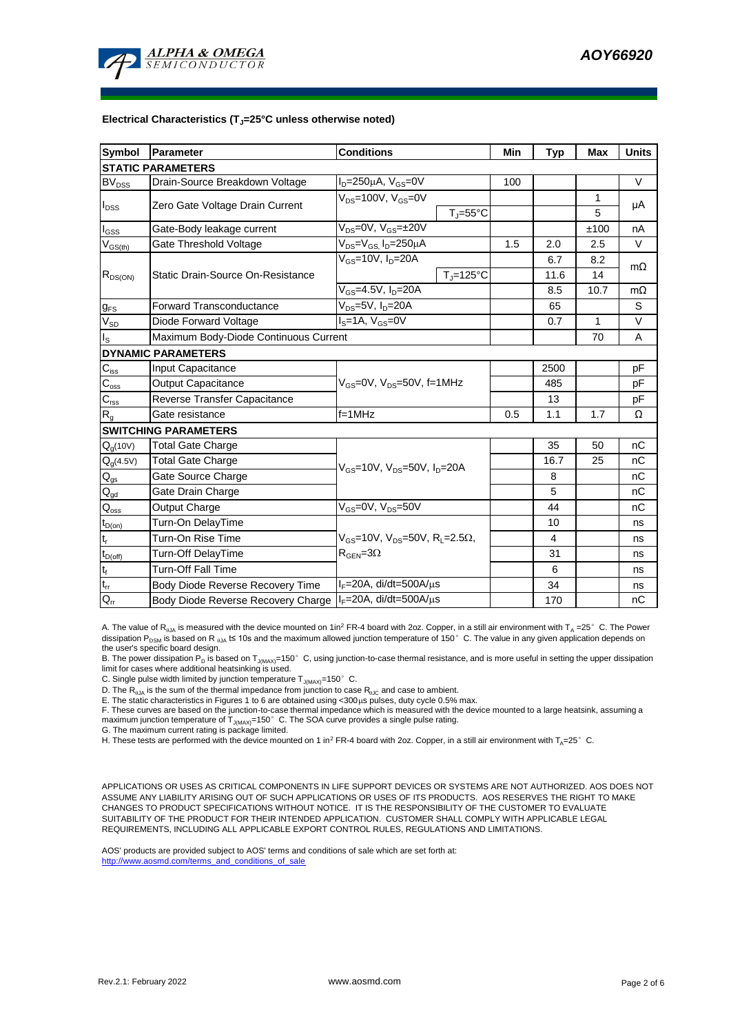**Electrical Characteristics ($T_J$=25°C unless otherwise noted)**

| Symbol | Parameter | Conditions | | Min | Typ | Max | Units |
|---|---|---|---|---|---|---|---|
| **STATIC PARAMETERS** | | | | | | | |
| $BV_{DSS}$ | Drain-Source Breakdown Voltage | $I_D$=250µA, $V_{GS}$=0V | | 100 | | | V |
| $I_{DSS}$ | Zero Gate Voltage Drain Current | $V_{DS}$=100V, $V_{GS}$=0V | | | | 1 | µA |
| | | | $T_J$=55°C | | | 5 | |
| $I_{GSS}$ | Gate-Body leakage current | $V_{DS}$=0V, $V_{GS}$=±20V | | | | ±100 | nA |
| $V_{GS(th)}$ | Gate Threshold Voltage | $V_{DS}$=$V_{GS}$, $I_D$=250µA | | 1.5 | 2.0 | 2.5 | V |
| $R_{DS(ON)}$ | Static Drain-Source On-Resistance | $V_{GS}$=10V, $I_D$=20A | | | 6.7 | 8.2 | mΩ |
| | | | $T_J$=125°C | | 11.6 | 14 | |
| | | $V_{GS}$=4.5V, $I_D$=20A | | | 8.5 | 10.7 | mΩ |
| $g_{FS}$ | Forward Transconductance | $V_{DS}$=5V, $I_D$=20A | | | 65 | | S |
| $V_{SD}$ | Diode Forward Voltage | $I_S$=1A, $V_{GS}$=0V | | | 0.7 | 1 | V |
| $I_S$ | Maximum Body-Diode Continuous Current | | | | | 70 | A |
| **DYNAMIC PARAMETERS** | | | | | | | |
| $C_{iss}$ | Input Capacitance | $V_{GS}$=0V, $V_{DS}$=50V, f=1MHz | | | 2500 | | pF |
| $C_{oss}$ | Output Capacitance | | | | 485 | | pF |
| $C_{rss}$ | Reverse Transfer Capacitance | | | | 13 | | pF |
| $R_g$ | Gate resistance | f=1MHz | | 0.5 | 1.1 | 1.7 | Ω |
| **SWITCHING PARAMETERS** | | | | | | | |
| $Q_g$(10V) | Total Gate Charge | $V_{GS}$=10V, $V_{DS}$=50V, $I_D$=20A | | | 35 | 50 | nC |
| $Q_g$(4.5V) | Total Gate Charge | | | | 16.7 | 25 | nC |
| $Q_{gs}$ | Gate Source Charge | | | | 8 | | nC |
| $Q_{gd}$ | Gate Drain Charge | | | | 5 | | nC |
| $Q_{oss}$ | Output Charge | $V_{GS}$=0V, $V_{DS}$=50V | | | 44 | | nC |
| $t_{D(on)}$ | Turn-On DelayTime | $V_{GS}$=10V, $V_{DS}$=50V, $R_L$=2.5Ω, $R_{GEN}$=3Ω | | | 10 | | ns |
| $t_r$ | Turn-On Rise Time | | | | 4 | | ns |
| $t_{D(off)}$ | Turn-Off DelayTime | | | | 31 | | ns |
| $t_f$ | Turn-Off Fall Time | | | | 6 | | ns |
| $t_{rr}$ | Body Diode Reverse Recovery Time | $I_F$=20A, di/dt=500A/µs | | | 34 | | ns |
| $Q_{rr}$ | Body Diode Reverse Recovery Charge | $I_F$=20A, di/dt=500A/µs | | | 170 | | nC |

A. The value of $R_{\theta JA}$ is measured with the device mounted on 1in² FR-4 board with 2oz. Copper, in a still air environment with $T_A$ =25° C. The Power dissipation $P_{DSM}$ is based on R $_{\theta JA}$ t≤ 10s and the maximum allowed junction temperature of 150° C. The value in any given application depends on the user's specific board design.

B. The power dissipation $P_D$ is based on $T_{J(MAX)}$=150° C, using junction-to-case thermal resistance, and is more useful in setting the upper dissipation limit for cases where additional heatsinking is used.

C. Single pulse width limited by junction temperature $T_{J(MAX)}$=150° C.

D. The $R_{\theta JA}$ is the sum of the thermal impedance from junction to case $R_{\theta JC}$ and case to ambient.

E. The static characteristics in Figures 1 to 6 are obtained using <300µs pulses, duty cycle 0.5% max.

F. These curves are based on the junction-to-case thermal impedance which is measured with the device mounted to a large heatsink, assuming a maximum junction temperature of $T_{J(MAX)}$=150° C. The SOA curve provides a single pulse rating.

G. The maximum current rating is package limited.

H. These tests are performed with the device mounted on 1 in² FR-4 board with 2oz. Copper, in a still air environment with $T_A$=25° C.

APPLICATIONS OR USES AS CRITICAL COMPONENTS IN LIFE SUPPORT DEVICES OR SYSTEMS ARE NOT AUTHORIZED. AOS DOES NOT ASSUME ANY LIABILITY ARISING OUT OF SUCH APPLICATIONS OR USES OF ITS PRODUCTS. AOS RESERVES THE RIGHT TO MAKE CHANGES TO PRODUCT SPECIFICATIONS WITHOUT NOTICE. IT IS THE RESPONSIBILITY OF THE CUSTOMER TO EVALUATE SUITABILITY OF THE PRODUCT FOR THEIR INTENDED APPLICATION. CUSTOMER SHALL COMPLY WITH APPLICABLE LEGAL REQUIREMENTS, INCLUDING ALL APPLICABLE EXPORT CONTROL RULES, REGULATIONS AND LIMITATIONS.

AOS' products are provided subject to AOS' terms and conditions of sale which are set forth at:
http://www.aosmd.com/terms_and_conditions_of_sale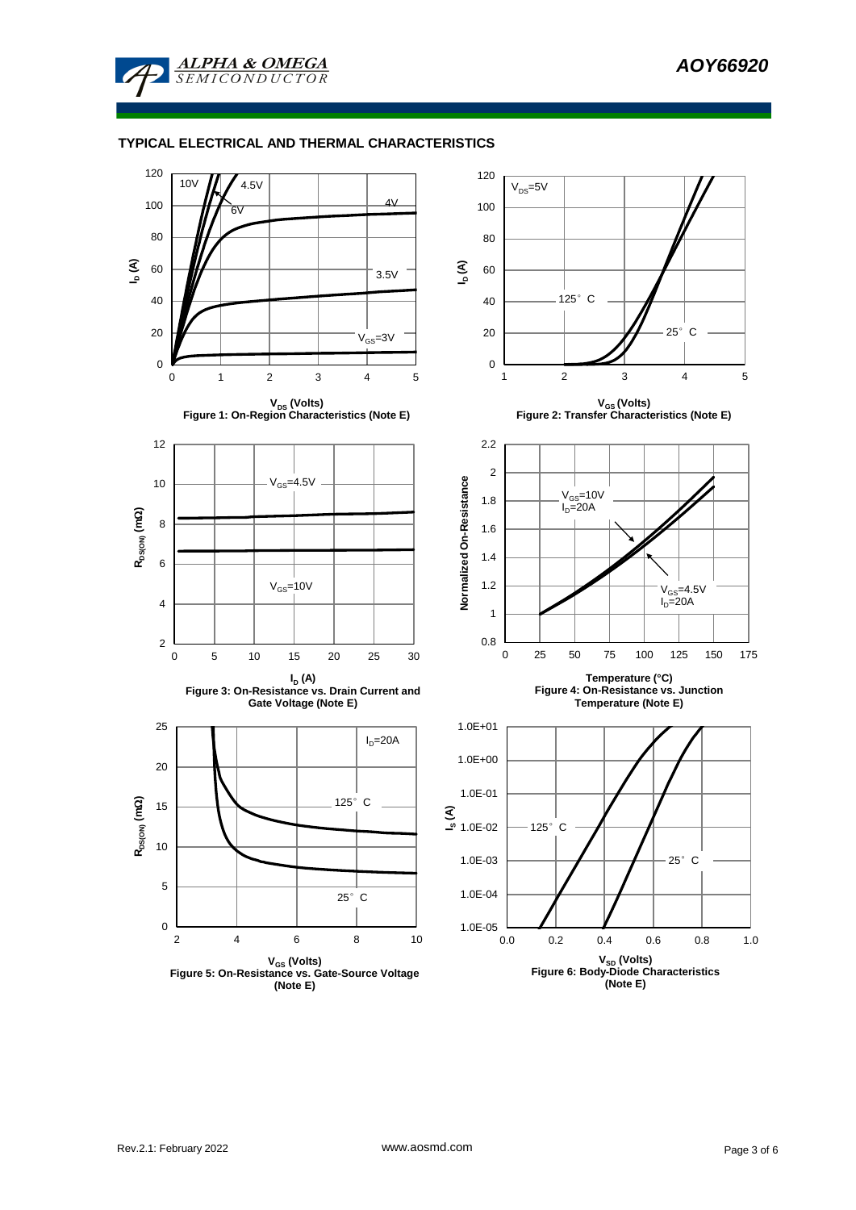## TYPICAL ELECTRICAL AND THERMAL CHARACTERISTICS

120
100
80
60
40
20
0
0 1 2 3 4 5
10V
4.5V
6V
4V
3.5V
$V_{GS}$=3V
$I_D$ (A)
$V_{DS}$ (Volts)

**Figure 1: On-Region Characteristics (Note E)**

120
100
80
60
40
20
0
1 2 3 4 5
$V_{DS}$=5V
125° C
25° C
$I_D$ (A)
$V_{GS}$ (Volts)

**Figure 2: Transfer Characteristics (Note E)**

12
10
8
6
4
2
0 5 10 15 20 25 30
$V_{GS}$=4.5V
$V_{GS}$=10V
$R_{DS(ON)}$ (mΩ)
$I_D$ (A)

**Figure 3: On-Resistance vs. Drain Current and Gate Voltage (Note E)**

2.2
2
1.8
1.6
1.4
1.2
1
0.8
0 25 50 75 100 125 150 175
$V_{GS}$=10V
$I_D$=20A
$V_{GS}$=4.5V
$I_D$=20A
Normalized On-Resistance
Temperature (°C)

**Figure 4: On-Resistance vs. Junction Temperature (Note E)**

25
20
15
10
5
0
2 4 6 8 10
$I_D$=20A
125° C
25° C
$R_{DS(ON)}$ (mΩ)
$V_{GS}$ (Volts)

**Figure 5: On-Resistance vs. Gate-Source Voltage (Note E)**

1.0E+01
1.0E+00
1.0E-01
1.0E-02
1.0E-03
1.0E-04
1.0E-05
0.0 0.2 0.4 0.6 0.8 1.0
125° C
25° C
$I_S$ (A)
$V_{SD}$ (Volts)

**Figure 6: Body-Diode Characteristics (Note E)**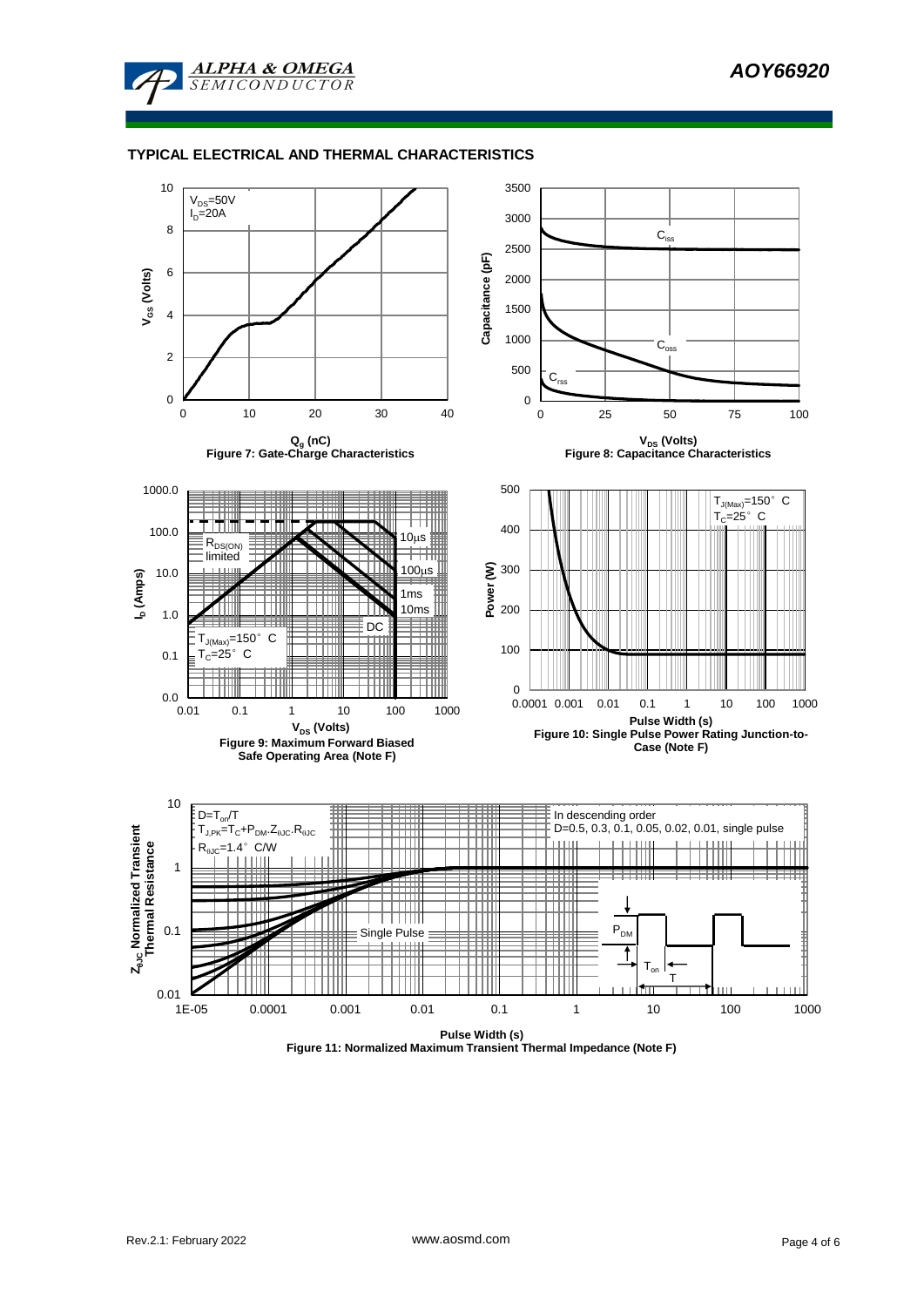## TYPICAL ELECTRICAL AND THERMAL CHARACTERISTICS

$V_{DS}$=50V
$I_D$=20A

10
8
6
4
2
0

$V_{GS}$ (Volts)

0 10 20 30 40

$Q_g$ (nC)

Figure 7: Gate-Charge Characteristics

3500
3000
2500
2000
1500
1000
500
0

Capacitance (pF)

$C_{iss}$
$C_{oss}$
$C_{rss}$

0 25 50 75 100

$V_{DS}$ (Volts)

Figure 8: Capacitance Characteristics

1000.0
100.0
10.0
1.0
0.1
0.0

$I_D$ (Amps)

$R_{DS(ON)}$ limited

10µs
100µs
1ms
10ms
DC

$T_{J(Max)}$=150° C
$T_C$=25° C

0.01 0.1 1 10 100 1000

$V_{DS}$ (Volts)

Figure 9: Maximum Forward Biased Safe Operating Area (Note F)

500
400
300
200
100
0

Power (W)

$T_{J(Max)}$=150° C
$T_C$=25° C

0.0001 0.001 0.01 0.1 1 10 100 1000

Pulse Width (s)

Figure 10: Single Pulse Power Rating Junction-to-Case (Note F)

10
1
0.1
0.01

$Z_{\theta JC}$ Normalized Transient Thermal Resistance

$D=T_{on}/T$
$T_{J,PK}=T_C+P_{DM}.Z_{\theta JC}.R_{\theta JC}$
$R_{\theta JC}$=1.4° C/W

In descending order
D=0.5, 0.3, 0.1, 0.05, 0.02, 0.01, single pulse

Single Pulse

$P_{DM}$
$T_{on}$
T

1E-05 0.0001 0.001 0.01 0.1 1 10 100 1000

Pulse Width (s)

Figure 11: Normalized Maximum Transient Thermal Impedance (Note F)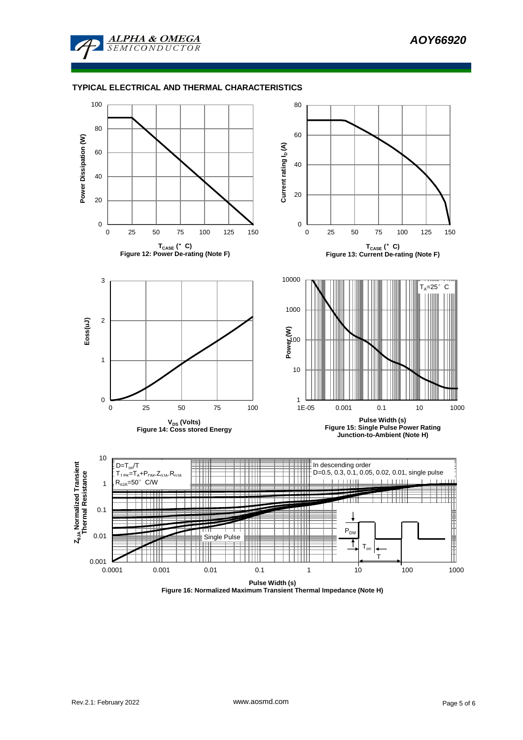## TYPICAL ELECTRICAL AND THERMAL CHARACTERISTICS

Power Dissipation (W)
100
80
60
40
20
0
0 25 50 75 100 125 150
$T_{CASE}$ (°C)

Figure 12: Power De-rating (Note F)

Current rating $I_D$ (A)
80
60
40
20
0
0 25 50 75 100 125 150
$T_{CASE}$ (°C)

Figure 13: Current De-rating (Note F)

Eoss(uJ)
3
2
1
0
0 25 50 75 100
$V_{DS}$ (Volts)

Figure 14: Coss stored Energy

Power (W)
10000
1000
100
10
1
1E-05 0.001 0.1 10 1000
$T_A$=25°C
Pulse Width (s)

Figure 15: Single Pulse Power Rating Junction-to-Ambient (Note H)

$Z_{\theta JA}$ Normalized Transient Thermal Resistance
10
1
0.1
0.01
0.001
0.0001 0.001 0.01 0.1 1 10 100 1000
$D=T_{on}/T$
$T_{J,PK}=T_A+P_{DM}.Z_{\theta JA}.R_{\theta JA}$
$R_{\theta JA}$=50°C/W
In descending order
D=0.5, 0.3, 0.1, 0.05, 0.02, 0.01, single pulse
Single Pulse
$P_{DM}$
$T_{on}$
T
Pulse Width (s)

Figure 16: Normalized Maximum Transient Thermal Impedance (Note H)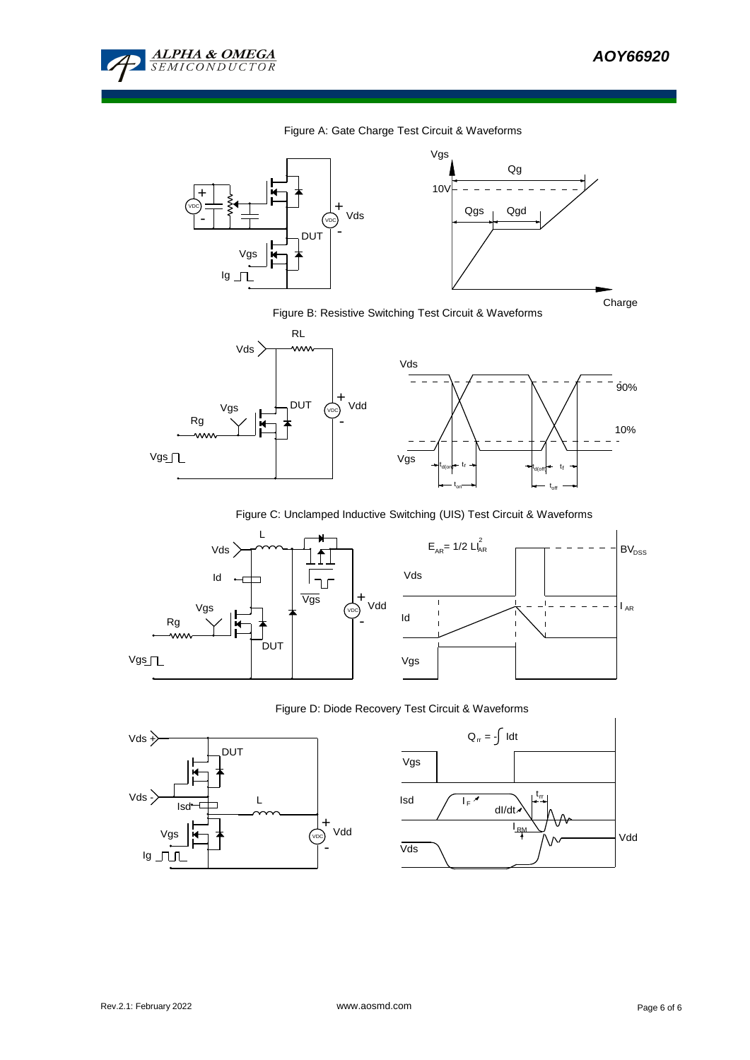Figure A: Gate Charge Test Circuit & Waveforms

Vgs
Qg
10V
Qgs
Qgd
Charge
VDC
Vds
DUT
Vgs
Ig

Figure B: Resistive Switching Test Circuit & Waveforms

RL
Vds
Vgs
Rg
DUT
VDC
Vdd
Vgs
Vds
90%
10%
Vgs
$t_{d(on)}$
$t_r$
$t_{on}$
$t_{d(off)}$
$t_f$
$t_{off}$

Figure C: Unclamped Inductive Switching (UIS) Test Circuit & Waveforms

L
Vds
Id
Vgs
Rg
Vgs
DUT
Vgs
VDC
Vdd
$E_{AR} = 1/2\ LI_{AR}^2$
$BV_{DSS}$
Vds
Id
$I_{AR}$
Vgs

Figure D: Diode Recovery Test Circuit & Waveforms

Vds +
DUT
Vds -
Isd
L
Vgs
Ig
VDC
Vdd
$Q_{rr} = -\int Idt$
Vgs
Isd
$I_F$
dI/dt
$t_{rr}$
$I_{RM}$
Vds
Vdd